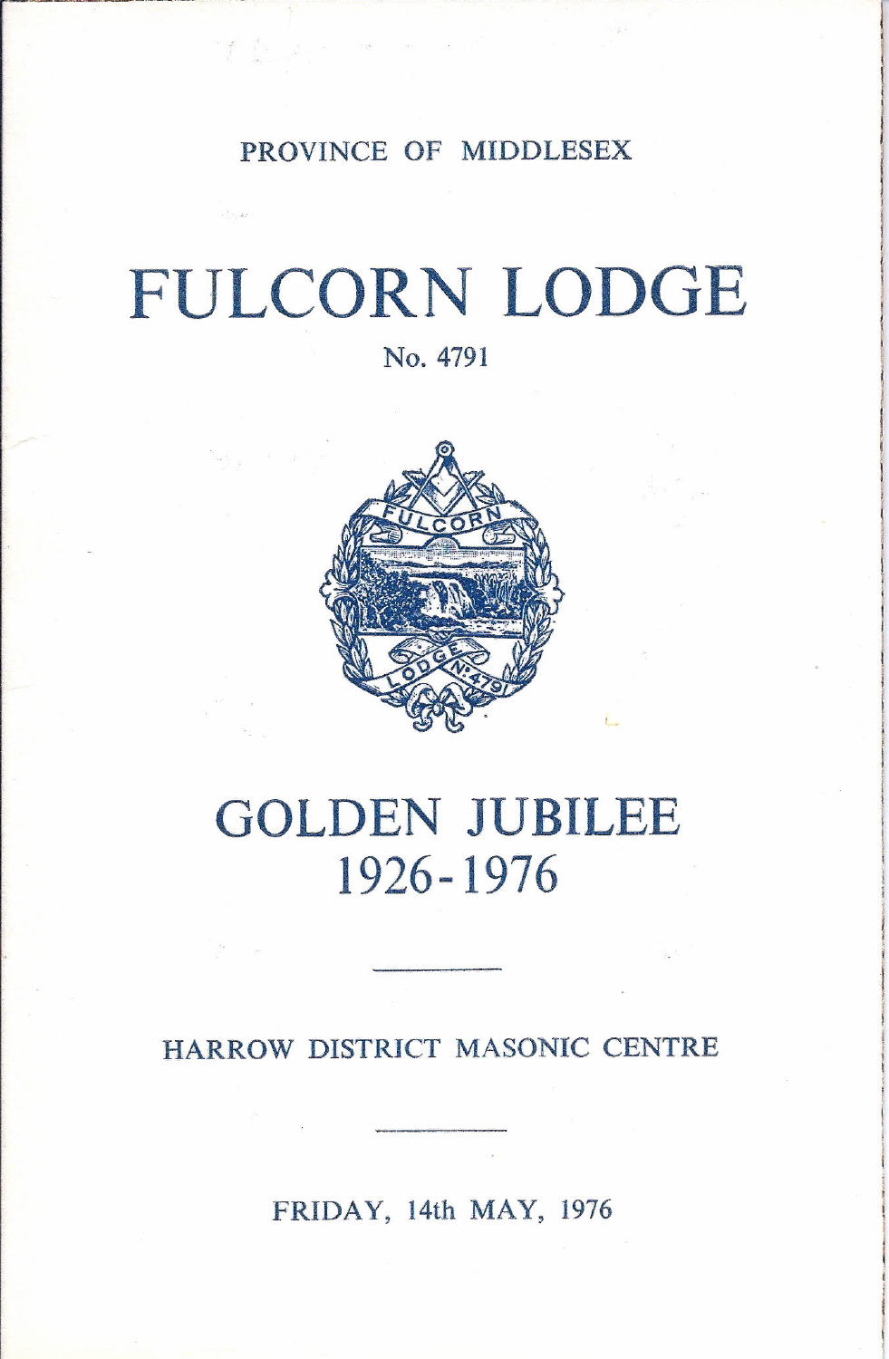PROVINCE OF MIDDLESEX

# FULCORN LODGE

No. 4791

## GOLDEN JUBILEE
## 1926-1976

HARROW DISTRICT MASONIC CENTRE

FRIDAY, 14th MAY, 1976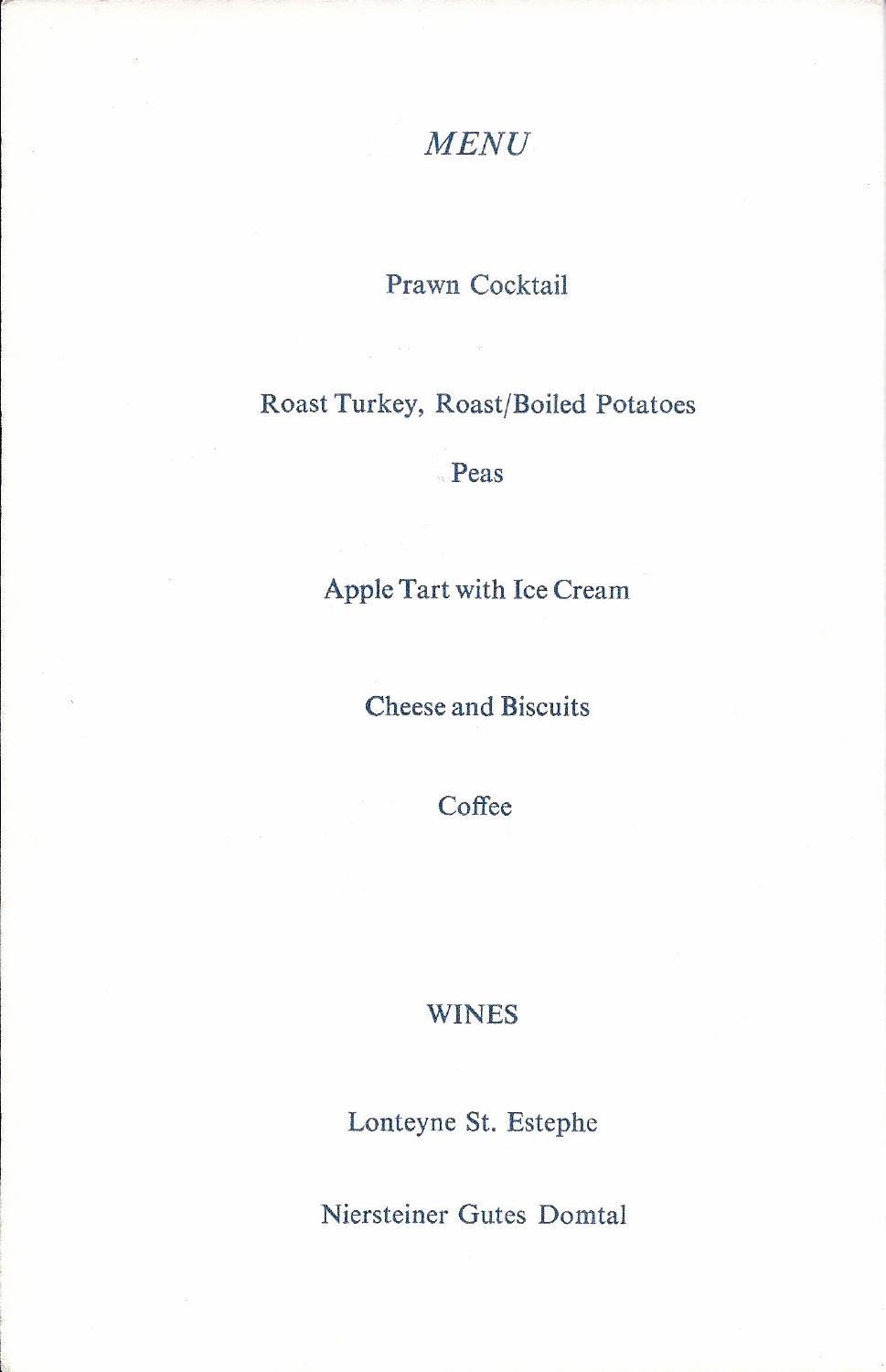# *MENU*

Prawn Cocktail

Roast Turkey, Roast/Boiled Potatoes

Peas

Apple Tart with Ice Cream

Cheese and Biscuits

Coffee

## WINES

Lonteyne St. Estephe

Niersteiner Gutes Domtal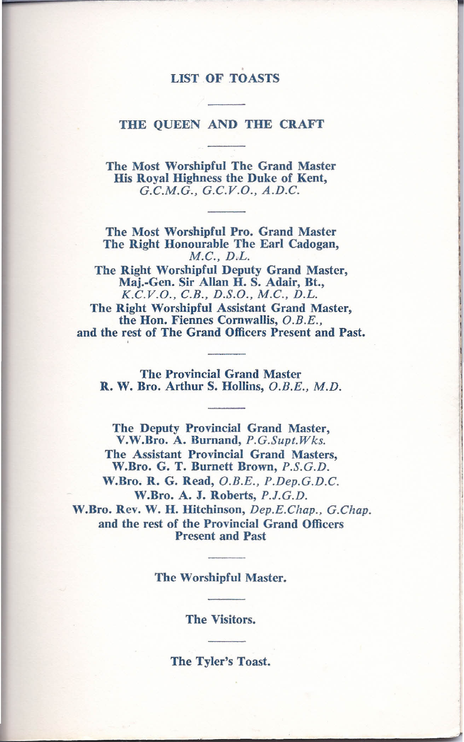## LIST OF TOASTS

---

**THE QUEEN AND THE CRAFT**

---

**The Most Worshipful The Grand Master**
**His Royal Highness the Duke of Kent,**
*G.C.M.G., G.C.V.O., A.D.C.*

---

**The Most Worshipful Pro. Grand Master**
**The Right Honourable The Earl Cadogan,**
*M.C., D.L.*
**The Right Worshipful Deputy Grand Master,**
**Maj.-Gen. Sir Allan H. S. Adair, Bt.,**
*K.C.V.O., C.B., D.S.O., M.C., D.L.*
**The Right Worshipful Assistant Grand Master,**
**the Hon. Fiennes Cornwallis,** *O.B.E.,*
**and the rest of The Grand Officers Present and Past.**

---

**The Provincial Grand Master**
**R. W. Bro. Arthur S. Hollins,** *O.B.E., M.D.*

---

**The Deputy Provincial Grand Master,**
**V.W.Bro. A. Burnand,** *P.G.Supt.Wks.*
**The Assistant Provincial Grand Masters,**
**W.Bro. G. T. Burnett Brown,** *P.S.G.D.*
**W.Bro. R. G. Read,** *O.B.E., P.Dep.G.D.C.*
**W.Bro. A. J. Roberts,** *P.J.G.D.*
**W.Bro. Rev. W. H. Hitchinson,** *Dep.E.Chap., G.Chap.*
**and the rest of the Provincial Grand Officers**
**Present and Past**

---

**The Worshipful Master.**

---

**The Visitors.**

---

**The Tyler's Toast.**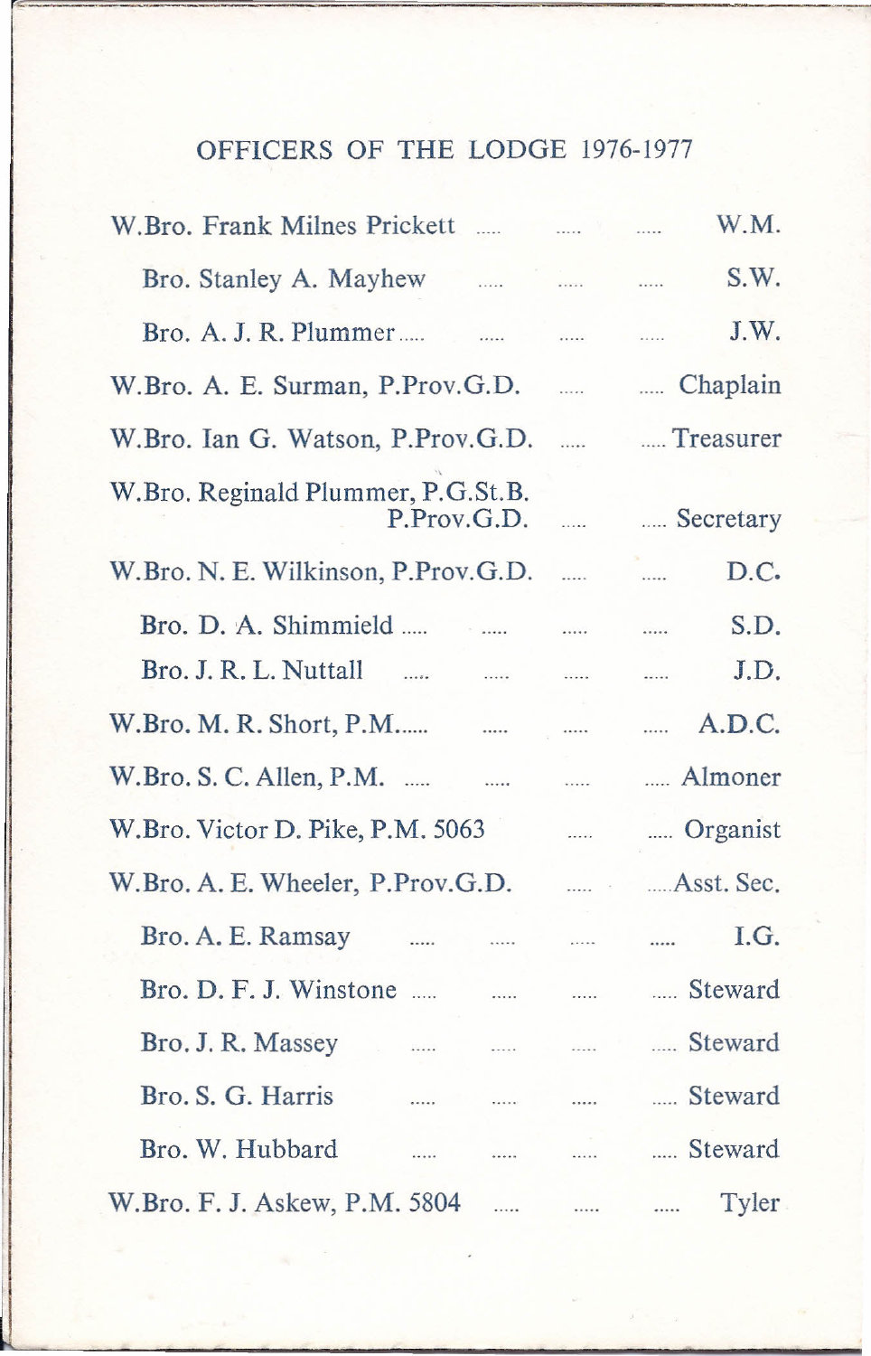## OFFICERS OF THE LODGE 1976-1977

| | |
|---|---|
| W.Bro. Frank Milnes Prickett | W.M. |
| Bro. Stanley A. Mayhew | S.W. |
| Bro. A. J. R. Plummer | J.W. |
| W.Bro. A. E. Surman, P.Prov.G.D. | Chaplain |
| W.Bro. Ian G. Watson, P.Prov.G.D. | Treasurer |
| W.Bro. Reginald Plummer, P.G.St.B. P.Prov.G.D. | Secretary |
| W.Bro. N. E. Wilkinson, P.Prov.G.D. | D.C. |
| Bro. D. A. Shimmield | S.D. |
| Bro. J. R. L. Nuttall | J.D. |
| W.Bro. M. R. Short, P.M. | A.D.C. |
| W.Bro. S. C. Allen, P.M. | Almoner |
| W.Bro. Victor D. Pike, P.M. 5063 | Organist |
| W.Bro. A. E. Wheeler, P.Prov.G.D. | Asst. Sec. |
| Bro. A. E. Ramsay | I.G. |
| Bro. D. F. J. Winstone | Steward |
| Bro. J. R. Massey | Steward |
| Bro. S. G. Harris | Steward |
| Bro. W. Hubbard | Steward |
| W.Bro. F. J. Askew, P.M. 5804 | Tyler |